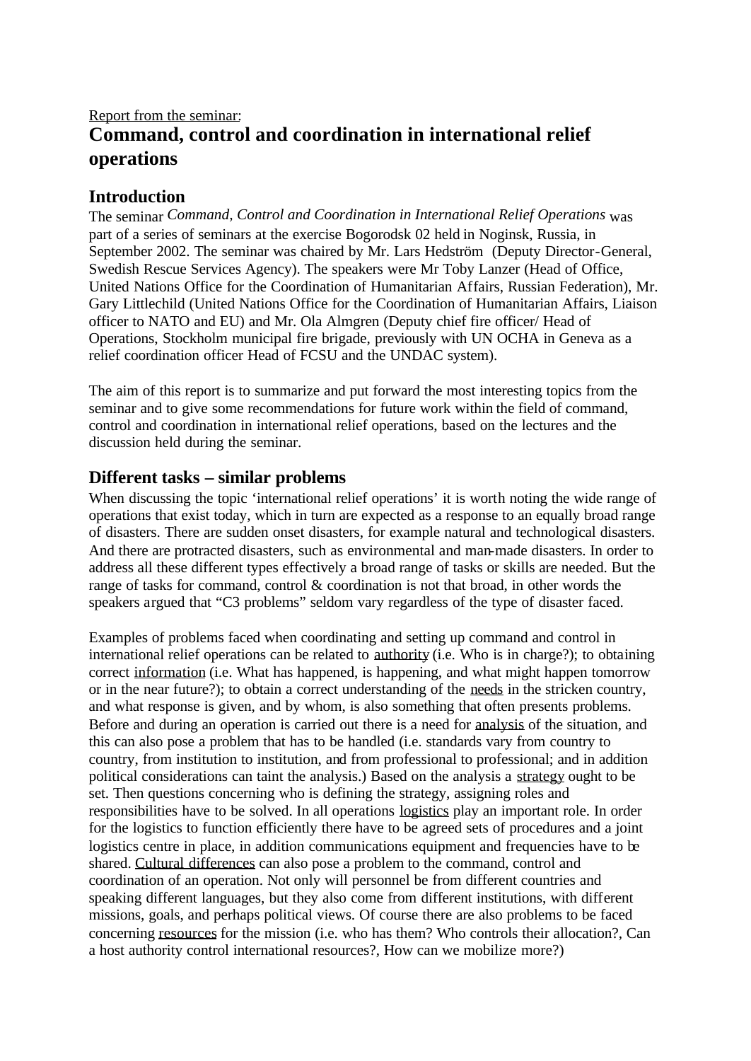<u>Report from the seminar</u>:

# Command, control and coordination in international relief operations

## Introduction

The seminar *Command, Control and Coordination in International Relief Operations* was part of a series of seminars at the exercise Bogorodsk 02 held in Noginsk, Russia, in September 2002. The seminar was chaired by Mr. Lars Hedström (Deputy Director-General, Swedish Rescue Services Agency). The speakers were Mr Toby Lanzer (Head of Office, United Nations Office for the Coordination of Humanitarian Affairs, Russian Federation), Mr. Gary Littlechild (United Nations Office for the Coordination of Humanitarian Affairs, Liaison officer to NATO and EU) and Mr. Ola Almgren (Deputy chief fire officer/ Head of Operations, Stockholm municipal fire brigade, previously with UN OCHA in Geneva as a relief coordination officer Head of FCSU and the UNDAC system).

The aim of this report is to summarize and put forward the most interesting topics from the seminar and to give some recommendations for future work within the field of command, control and coordination in international relief operations, based on the lectures and the discussion held during the seminar.

## Different tasks – similar problems

When discussing the topic 'international relief operations' it is worth noting the wide range of operations that exist today, which in turn are expected as a response to an equally broad range of disasters. There are sudden onset disasters, for example natural and technological disasters. And there are protracted disasters, such as environmental and man-made disasters. In order to address all these different types effectively a broad range of tasks or skills are needed. But the range of tasks for command, control & coordination is not that broad, in other words the speakers argued that "C3 problems" seldom vary regardless of the type of disaster faced.

Examples of problems faced when coordinating and setting up command and control in international relief operations can be related to <u>authority</u> (i.e. Who is in charge?); to obtaining correct <u>information</u> (i.e. What has happened, is happening, and what might happen tomorrow or in the near future?); to obtain a correct understanding of the <u>needs</u> in the stricken country, and what response is given, and by whom, is also something that often presents problems. Before and during an operation is carried out there is a need for <u>analysis</u> of the situation, and this can also pose a problem that has to be handled (i.e. standards vary from country to country, from institution to institution, and from professional to professional; and in addition political considerations can taint the analysis.) Based on the analysis a <u>strategy</u> ought to be set. Then questions concerning who is defining the strategy, assigning roles and responsibilities have to be solved. In all operations <u>logistics</u> play an important role. In order for the logistics to function efficiently there have to be agreed sets of procedures and a joint logistics centre in place, in addition communications equipment and frequencies have to be shared. <u>Cultural differences</u> can also pose a problem to the command, control and coordination of an operation. Not only will personnel be from different countries and speaking different languages, but they also come from different institutions, with different missions, goals, and perhaps political views. Of course there are also problems to be faced concerning <u>resources</u> for the mission (i.e. who has them? Who controls their allocation?, Can a host authority control international resources?, How can we mobilize more?)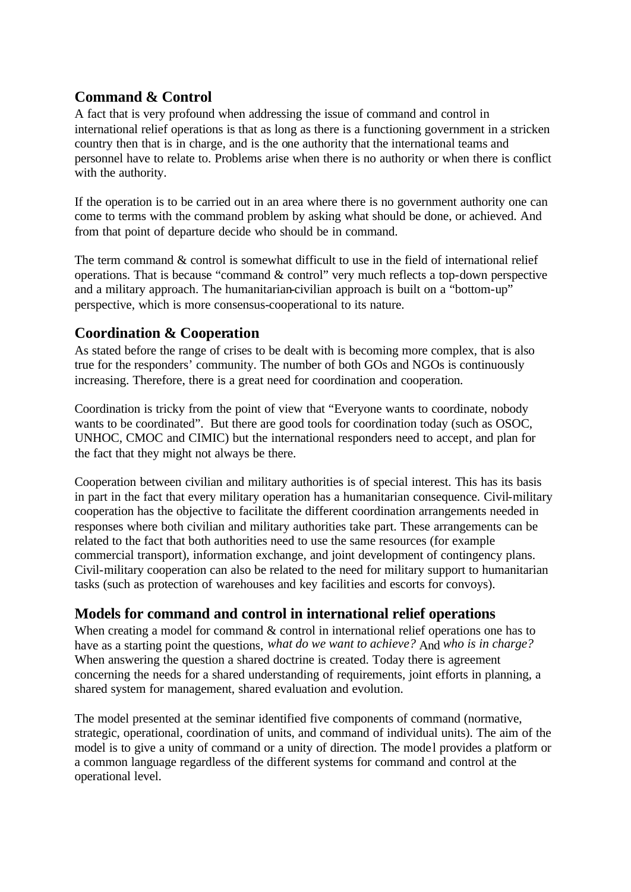## Command & Control

A fact that is very profound when addressing the issue of command and control in international relief operations is that as long as there is a functioning government in a stricken country then that is in charge, and is the one authority that the international teams and personnel have to relate to. Problems arise when there is no authority or when there is conflict with the authority.

If the operation is to be carried out in an area where there is no government authority one can come to terms with the command problem by asking what should be done, or achieved. And from that point of departure decide who should be in command.

The term command & control is somewhat difficult to use in the field of international relief operations. That is because "command & control" very much reflects a top-down perspective and a military approach. The humanitarian-civilian approach is built on a "bottom-up" perspective, which is more consensus-cooperational to its nature.

## Coordination & Cooperation

As stated before the range of crises to be dealt with is becoming more complex, that is also true for the responders' community. The number of both GOs and NGOs is continuously increasing. Therefore, there is a great need for coordination and cooperation.

Coordination is tricky from the point of view that "Everyone wants to coordinate, nobody wants to be coordinated". But there are good tools for coordination today (such as OSOC, UNHOC, CMOC and CIMIC) but the international responders need to accept, and plan for the fact that they might not always be there.

Cooperation between civilian and military authorities is of special interest. This has its basis in part in the fact that every military operation has a humanitarian consequence. Civil-military cooperation has the objective to facilitate the different coordination arrangements needed in responses where both civilian and military authorities take part. These arrangements can be related to the fact that both authorities need to use the same resources (for example commercial transport), information exchange, and joint development of contingency plans. Civil-military cooperation can also be related to the need for military support to humanitarian tasks (such as protection of warehouses and key facilities and escorts for convoys).

## Models for command and control in international relief operations

When creating a model for command & control in international relief operations one has to have as a starting point the questions, *what do we want to achieve?* And *who is in charge?* When answering the question a shared doctrine is created. Today there is agreement concerning the needs for a shared understanding of requirements, joint efforts in planning, a shared system for management, shared evaluation and evolution.

The model presented at the seminar identified five components of command (normative, strategic, operational, coordination of units, and command of individual units). The aim of the model is to give a unity of command or a unity of direction. The model provides a platform or a common language regardless of the different systems for command and control at the operational level.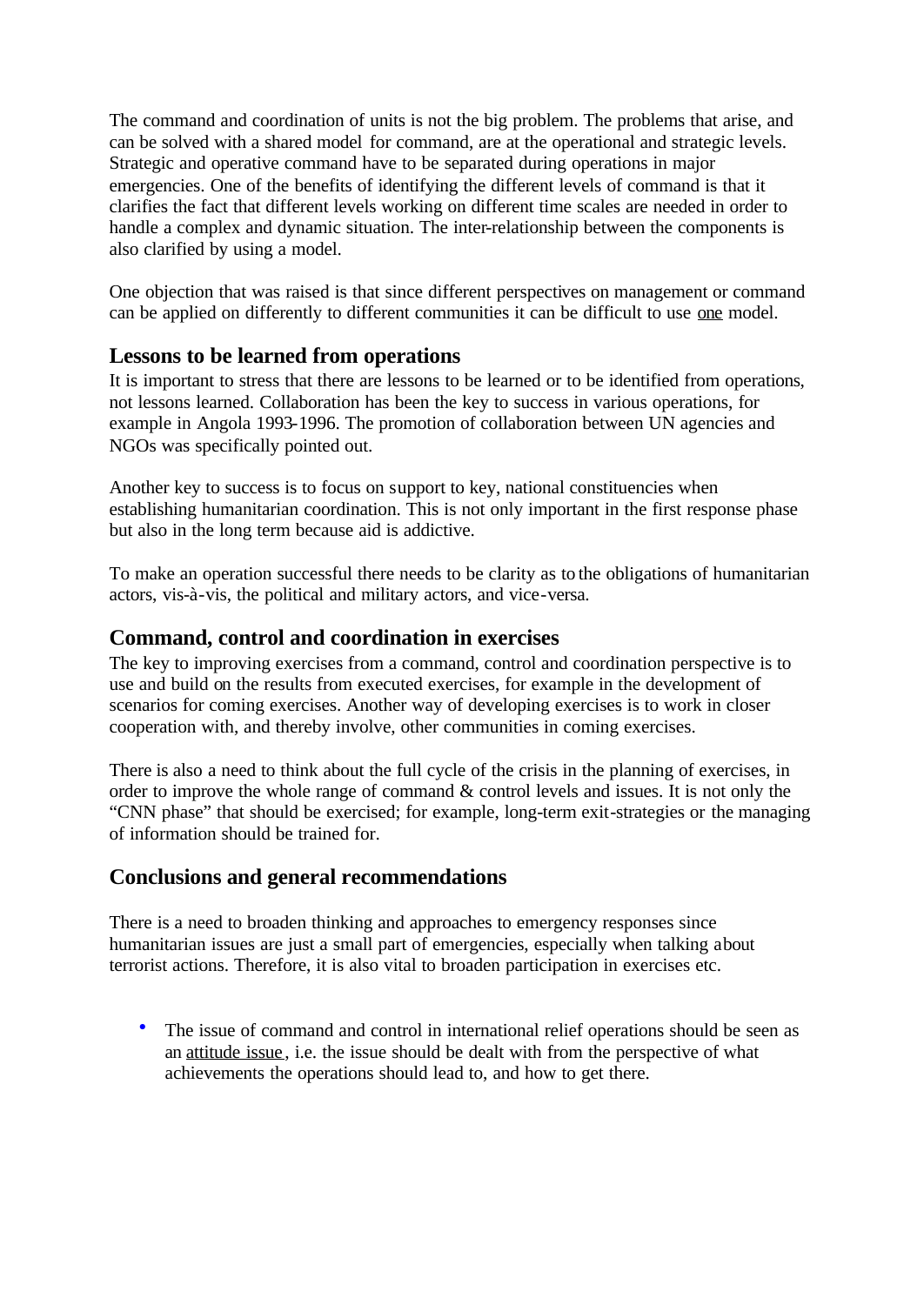The command and coordination of units is not the big problem. The problems that arise, and can be solved with a shared model for command, are at the operational and strategic levels. Strategic and operative command have to be separated during operations in major emergencies. One of the benefits of identifying the different levels of command is that it clarifies the fact that different levels working on different time scales are needed in order to handle a complex and dynamic situation. The inter-relationship between the components is also clarified by using a model.

One objection that was raised is that since different perspectives on management or command can be applied on differently to different communities it can be difficult to use <u>one</u> model.

## Lessons to be learned from operations

It is important to stress that there are lessons to be learned or to be identified from operations, not lessons learned. Collaboration has been the key to success in various operations, for example in Angola 1993-1996. The promotion of collaboration between UN agencies and NGOs was specifically pointed out.

Another key to success is to focus on support to key, national constituencies when establishing humanitarian coordination. This is not only important in the first response phase but also in the long term because aid is addictive.

To make an operation successful there needs to be clarity as to the obligations of humanitarian actors, vis-à-vis, the political and military actors, and vice-versa.

## Command, control and coordination in exercises

The key to improving exercises from a command, control and coordination perspective is to use and build on the results from executed exercises, for example in the development of scenarios for coming exercises. Another way of developing exercises is to work in closer cooperation with, and thereby involve, other communities in coming exercises.

There is also a need to think about the full cycle of the crisis in the planning of exercises, in order to improve the whole range of command & control levels and issues. It is not only the “CNN phase” that should be exercised; for example, long-term exit-strategies or the managing of information should be trained for.

## Conclusions and general recommendations

There is a need to broaden thinking and approaches to emergency responses since humanitarian issues are just a small part of emergencies, especially when talking about terrorist actions. Therefore, it is also vital to broaden participation in exercises etc.

- The issue of command and control in international relief operations should be seen as an <u>attitude issue</u>, i.e. the issue should be dealt with from the perspective of what achievements the operations should lead to, and how to get there.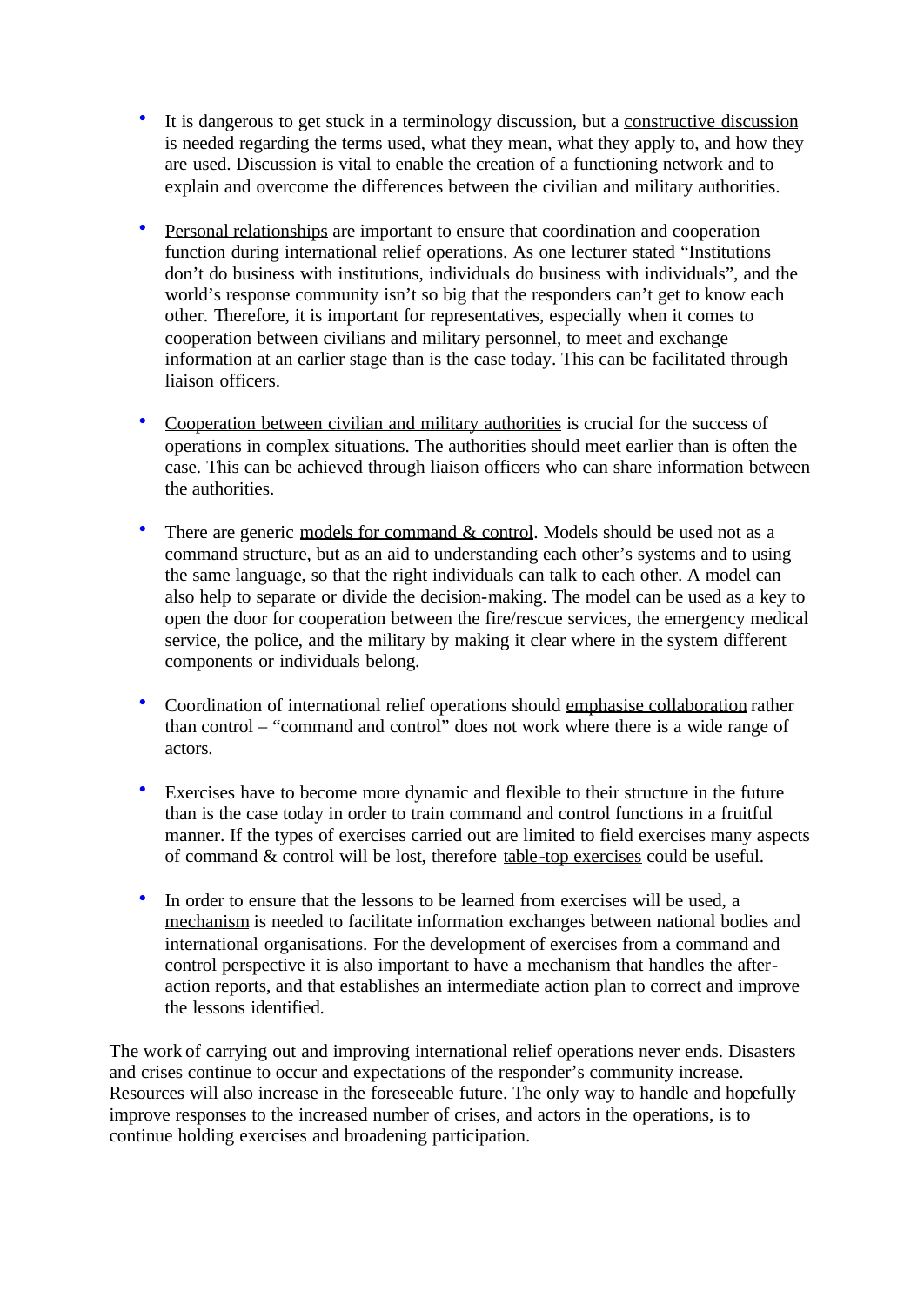- It is dangerous to get stuck in a terminology discussion, but a constructive discussion is needed regarding the terms used, what they mean, what they apply to, and how they are used. Discussion is vital to enable the creation of a functioning network and to explain and overcome the differences between the civilian and military authorities.

- Personal relationships are important to ensure that coordination and cooperation function during international relief operations. As one lecturer stated "Institutions don't do business with institutions, individuals do business with individuals", and the world's response community isn't so big that the responders can't get to know each other. Therefore, it is important for representatives, especially when it comes to cooperation between civilians and military personnel, to meet and exchange information at an earlier stage than is the case today. This can be facilitated through liaison officers.

- Cooperation between civilian and military authorities is crucial for the success of operations in complex situations. The authorities should meet earlier than is often the case. This can be achieved through liaison officers who can share information between the authorities.

- There are generic models for command & control. Models should be used not as a command structure, but as an aid to understanding each other's systems and to using the same language, so that the right individuals can talk to each other. A model can also help to separate or divide the decision-making. The model can be used as a key to open the door for cooperation between the fire/rescue services, the emergency medical service, the police, and the military by making it clear where in the system different components or individuals belong.

- Coordination of international relief operations should emphasise collaboration rather than control – "command and control" does not work where there is a wide range of actors.

- Exercises have to become more dynamic and flexible to their structure in the future than is the case today in order to train command and control functions in a fruitful manner. If the types of exercises carried out are limited to field exercises many aspects of command & control will be lost, therefore table-top exercises could be useful.

- In order to ensure that the lessons to be learned from exercises will be used, a mechanism is needed to facilitate information exchanges between national bodies and international organisations. For the development of exercises from a command and control perspective it is also important to have a mechanism that handles the after-action reports, and that establishes an intermediate action plan to correct and improve the lessons identified.

The work of carrying out and improving international relief operations never ends. Disasters and crises continue to occur and expectations of the responder's community increase. Resources will also increase in the foreseeable future. The only way to handle and hopefully improve responses to the increased number of crises, and actors in the operations, is to continue holding exercises and broadening participation.